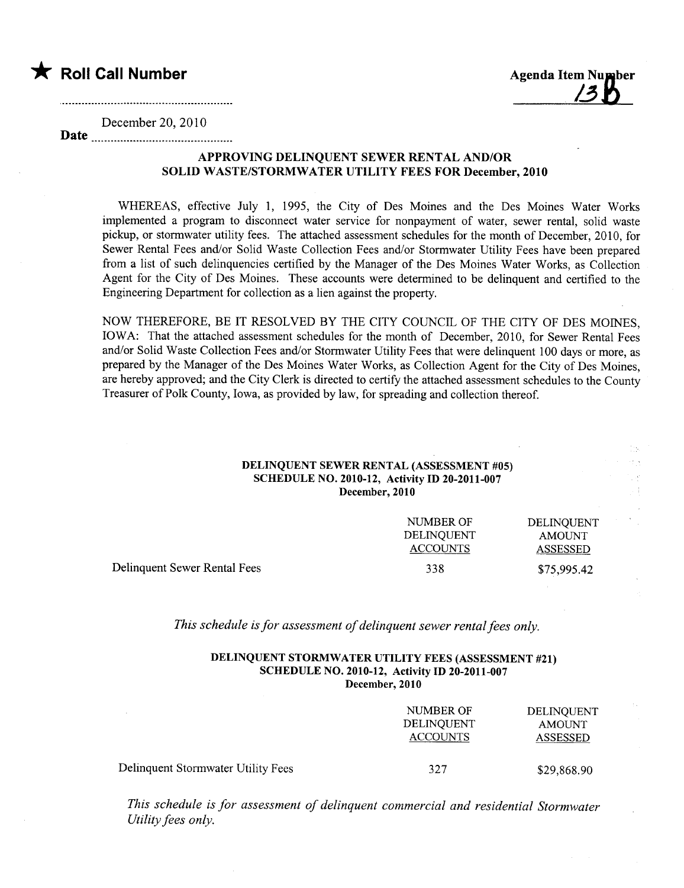★ **Roll Call Number**

**Agenda Item Number** 13B

**Date** December 20, 2010

**APPROVING DELINQUENT SEWER RENTAL AND/OR SOLID WASTE/STORMWATER UTILITY FEES FOR December, 2010**

WHEREAS, effective July 1, 1995, the City of Des Moines and the Des Moines Water Works implemented a program to disconnect water service for nonpayment of water, sewer rental, solid waste pickup, or stormwater utility fees. The attached assessment schedules for the month of December, 2010, for Sewer Rental Fees and/or Solid Waste Collection Fees and/or Stormwater Utility Fees have been prepared from a list of such delinquencies certified by the Manager of the Des Moines Water Works, as Collection Agent for the City of Des Moines. These accounts were determined to be delinquent and certified to the Engineering Department for collection as a lien against the property.

NOW THEREFORE, BE IT RESOLVED BY THE CITY COUNCIL OF THE CITY OF DES MOINES, IOWA: That the attached assessment schedules for the month of December, 2010, for Sewer Rental Fees and/or Solid Waste Collection Fees and/or Stormwater Utility Fees that were delinquent 100 days or more, as prepared by the Manager of the Des Moines Water Works, as Collection Agent for the City of Des Moines, are hereby approved; and the City Clerk is directed to certify the attached assessment schedules to the County Treasurer of Polk County, Iowa, as provided by law, for spreading and collection thereof.

**DELINQUENT SEWER RENTAL (ASSESSMENT #05)**
**SCHEDULE NO. 2010-12, Activity ID 20-2011-007**
**December, 2010**

| | NUMBER OF DELINQUENT ACCOUNTS | DELINQUENT AMOUNT ASSESSED |
|---|---|---|
| Delinquent Sewer Rental Fees | 338 | $75,995.42 |

*This schedule is for assessment of delinquent sewer rental fees only.*

**DELINQUENT STORMWATER UTILITY FEES (ASSESSMENT #21)**
**SCHEDULE NO. 2010-12, Activity ID 20-2011-007**
**December, 2010**

| | NUMBER OF DELINQUENT ACCOUNTS | DELINQUENT AMOUNT ASSESSED |
|---|---|---|
| Delinquent Stormwater Utility Fees | 327 | $29,868.90 |

*This schedule is for assessment of delinquent commercial and residential Stormwater Utility fees only.*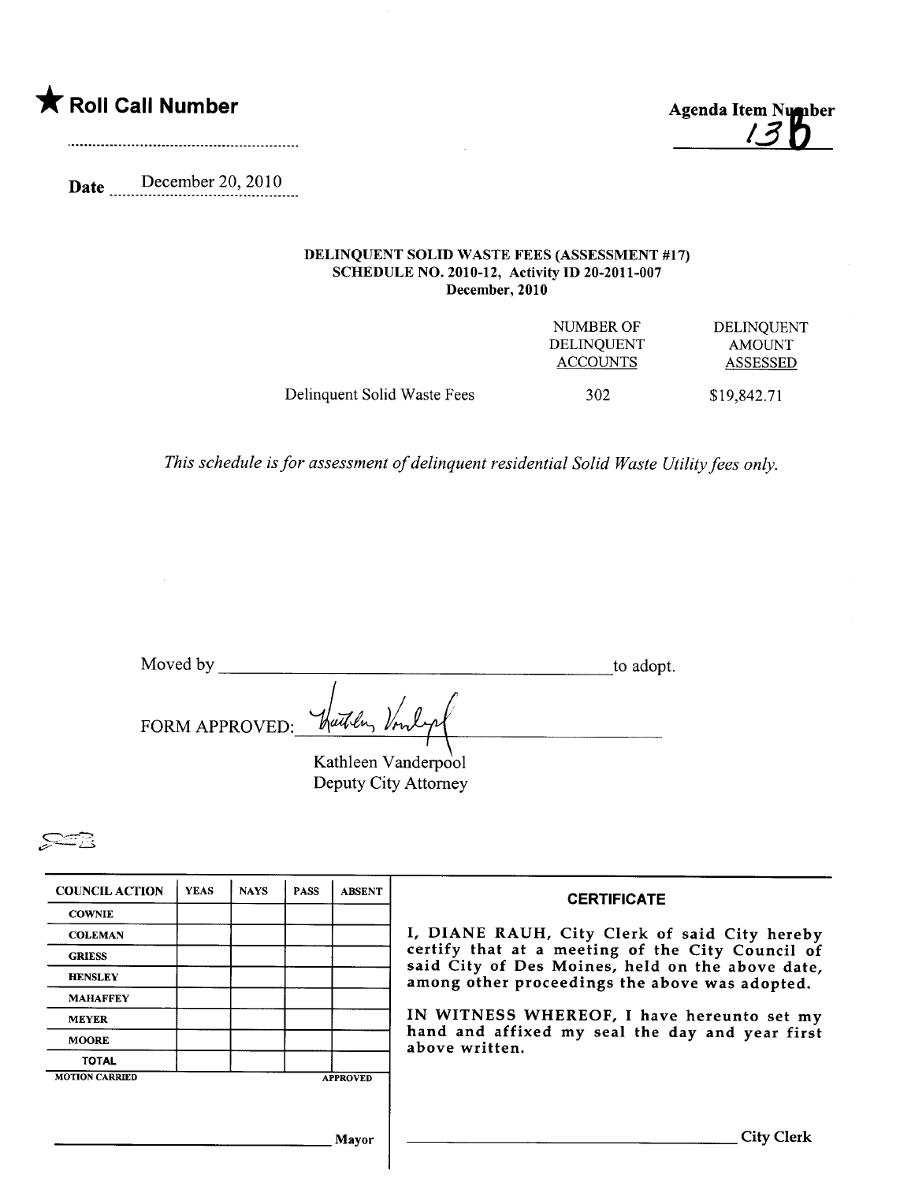★ **Roll Call Number**

..........................................................

**Agenda Item Number**
**13b**

**Date** December 20, 2010

**DELINQUENT SOLID WASTE FEES (ASSESSMENT #17)**
**SCHEDULE NO. 2010-12, Activity ID 20-2011-007**
**December, 2010**

| | NUMBER OF DELINQUENT ACCOUNTS | DELINQUENT AMOUNT ASSESSED |
|---|---|---|
| Delinquent Solid Waste Fees | 302 | $19,842.71 |

*This schedule is for assessment of delinquent residential Solid Waste Utility fees only.*

Moved by ______________________________________________ to adopt.

FORM APPROVED: *Kathleen Vanderpool*
Kathleen Vanderpool
Deputy City Attorney

| COUNCIL ACTION | YEAS | NAYS | PASS | ABSENT |
|---|---|---|---|---|
| COWNIE | | | | |
| COLEMAN | | | | |
| GRIESS | | | | |
| HENSLEY | | | | |
| MAHAFFEY | | | | |
| MEYER | | | | |
| MOORE | | | | |
| TOTAL | | | | |

MOTION CARRIED APPROVED

______________________________ Mayor

**CERTIFICATE**

I, DIANE RAUH, City Clerk of said City hereby certify that at a meeting of the City Council of said City of Des Moines, held on the above date, among other proceedings the above was adopted.

IN WITNESS WHEREOF, I have hereunto set my hand and affixed my seal the day and year first above written.

______________________________ City Clerk